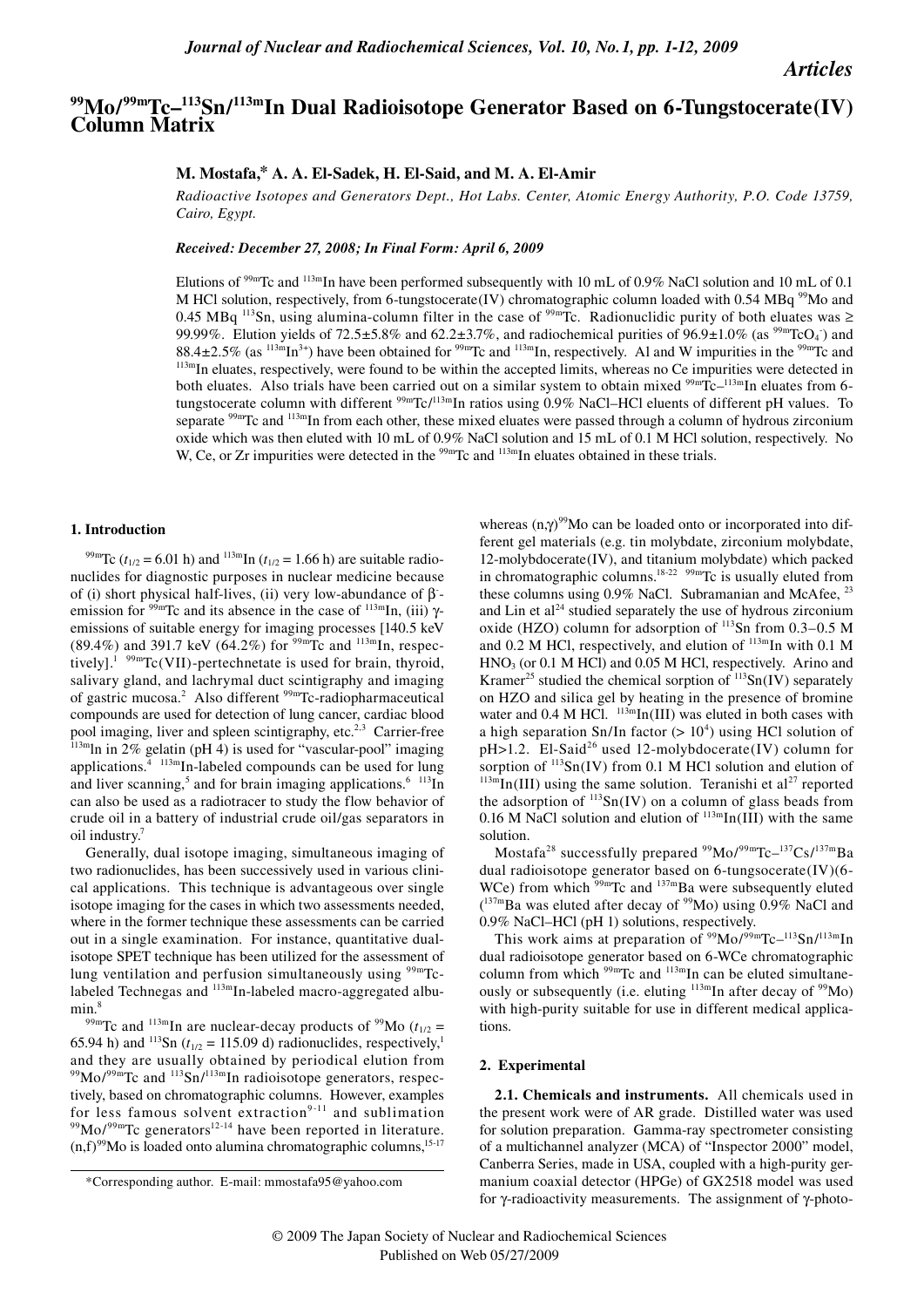# $^{99}$Mo/$^{99m}$Tc–$^{113}$Sn/$^{113m}$In Dual Radioisotope Generator Based on 6-Tungstocerate(IV) Column Matrix

**M. Mostafa,* A. A. El-Sadek, H. El-Said, and M. A. El-Amir**

*Radioactive Isotopes and Generators Dept., Hot Labs. Center, Atomic Energy Authority, P.O. Code 13759, Cairo, Egypt.*

*Received: December 27, 2008; In Final Form: April 6, 2009*

Elutions of $^{99m}$Tc and $^{113m}$In have been performed subsequently with 10 mL of 0.9% NaCl solution and 10 mL of 0.1 M HCl solution, respectively, from 6-tungstocerate(IV) chromatographic column loaded with 0.54 MBq $^{99}$Mo and 0.45 MBq $^{113}$Sn, using alumina-column filter in the case of $^{99m}$Tc. Radionuclidic purity of both eluates was ≥ 99.99%. Elution yields of 72.5±5.8% and 62.2±3.7%, and radiochemical purities of 96.9±1.0% (as $^{99m}TcO_4^-$) and 88.4±2.5% (as $^{113m}In^{3+}$) have been obtained for $^{99m}$Tc and $^{113m}$In, respectively. Al and W impurities in the $^{99m}$Tc and $^{113m}$In eluates, respectively, were found to be within the accepted limits, whereas no Ce impurities were detected in both eluates. Also trials have been carried out on a similar system to obtain mixed $^{99m}$Tc–$^{113m}$In eluates from 6-tungstocerate column with different $^{99m}$Tc/$^{113m}$In ratios using 0.9% NaCl–HCl eluents of different pH values. To separate $^{99m}$Tc and $^{113m}$In from each other, these mixed eluates were passed through a column of hydrous zirconium oxide which was then eluted with 10 mL of 0.9% NaCl solution and 15 mL of 0.1 M HCl solution, respectively. No W, Ce, or Zr impurities were detected in the $^{99m}$Tc and $^{113m}$In eluates obtained in these trials.

## 1. Introduction

$^{99m}$Tc ($t_{1/2}$ = 6.01 h) and $^{113m}$In ($t_{1/2}$ = 1.66 h) are suitable radionuclides for diagnostic purposes in nuclear medicine because of (i) short physical half-lives, (ii) very low-abundance of $\beta^-$-emission for $^{99m}$Tc and its absence in the case of $^{113m}$In, (iii) γ-emissions of suitable energy for imaging processes [140.5 keV (89.4%) and 391.7 keV (64.2%) for $^{99m}$Tc and $^{113m}$In, respectively].[1] $^{99m}$Tc(VII)-pertechnetate is used for brain, thyroid, salivary gland, and lachrymal duct scintigraphy and imaging of gastric mucosa.[2] Also different $^{99m}$Tc-radiopharmaceutical compounds are used for detection of lung cancer, cardiac blood pool imaging, liver and spleen scintigraphy, etc.[2,3] Carrier-free $^{113m}$In in 2% gelatin (pH 4) is used for "vascular-pool" imaging applications.[4] $^{113m}$In-labeled compounds can be used for lung and liver scanning,[5] and for brain imaging applications.[6] $^{113}$In can also be used as a radiotracer to study the flow behavior of crude oil in a battery of industrial crude oil/gas separators in oil industry.[7]

Generally, dual isotope imaging, simultaneous imaging of two radionuclides, has been successively used in various clinical applications. This technique is advantageous over single isotope imaging for the cases in which two assessments needed, where in the former technique these assessments can be carried out in a single examination. For instance, quantitative dual-isotope SPET technique has been utilized for the assessment of lung ventilation and perfusion simultaneously using $^{99m}$Tc-labeled Technegas and $^{113m}$In-labeled macro-aggregated albumin.[8]

$^{99m}$Tc and $^{113m}$In are nuclear-decay products of $^{99}$Mo ($t_{1/2}$ = 65.94 h) and $^{113}$Sn ($t_{1/2}$ = 115.09 d) radionuclides, respectively,[1] and they are usually obtained by periodical elution from $^{99}$Mo/$^{99m}$Tc and $^{113}$Sn/$^{113m}$In radioisotope generators, respectively, based on chromatographic columns. However, examples for less famous solvent extraction[9-11] and sublimation $^{99}$Mo/$^{99m}$Tc generators[12-14] have been reported in literature. (n,f)$^{99}$Mo is loaded onto alumina chromatographic columns,[15-17] whereas (n,γ)$^{99}$Mo can be loaded onto or incorporated into different gel materials (e.g. tin molybdate, zirconium molybdate, 12-molybdocerate(IV), and titanium molybdate) which packed in chromatographic columns.[18-22] $^{99m}$Tc is usually eluted from these columns using 0.9% NaCl. Subramanian and McAfee,[23] and Lin et al[24] studied separately the use of hydrous zirconium oxide (HZO) column for adsorption of $^{113}$Sn from 0.3–0.5 M and 0.2 M HCl, respectively, and elution of $^{113m}$In with 0.1 M $HNO_3$ (or 0.1 M HCl) and 0.05 M HCl, respectively. Arino and Kramer[25] studied the chemical sorption of $^{113}$Sn(IV) separately on HZO and silica gel by heating in the presence of bromine water and 0.4 M HCl. $^{113m}$In(III) was eluted in both cases with a high separation Sn/In factor (> $10^4$) using HCl solution of pH>1.2. El-Said[26] used 12-molybdocerate(IV) column for sorption of $^{113}$Sn(IV) from 0.1 M HCl solution and elution of $^{113m}$In(III) using the same solution. Teranishi et al[27] reported the adsorption of $^{113}$Sn(IV) on a column of glass beads from 0.16 M NaCl solution and elution of $^{113m}$In(III) with the same solution.

Mostafa[28] successfully prepared $^{99}$Mo/$^{99m}$Tc–$^{137}$Cs/$^{137m}$Ba dual radioisotope generator based on 6-tungsocerate(IV)(6-WCe) from which $^{99m}$Tc and $^{137m}$Ba were subsequently eluted ($^{137m}$Ba was eluted after decay of $^{99}$Mo) using 0.9% NaCl and 0.9% NaCl–HCl (pH 1) solutions, respectively.

This work aims at preparation of $^{99}$Mo/$^{99m}$Tc–$^{113}$Sn/$^{113m}$In dual radioisotope generator based on 6-WCe chromatographic column from which $^{99m}$Tc and $^{113m}$In can be eluted simultaneously or subsequently (i.e. eluting $^{113m}$In after decay of $^{99}$Mo) with high-purity suitable for use in different medical applications.

## 2. Experimental

**2.1. Chemicals and instruments.** All chemicals used in the present work were of AR grade. Distilled water was used for solution preparation. Gamma-ray spectrometer consisting of a multichannel analyzer (MCA) of "Inspector 2000" model, Canberra Series, made in USA, coupled with a high-purity germanium coaxial detector (HPGe) of GX2518 model was used for γ-radioactivity measurements. The assignment of γ-photo-

*Corresponding author. E-mail: mmostafa95@yahoo.com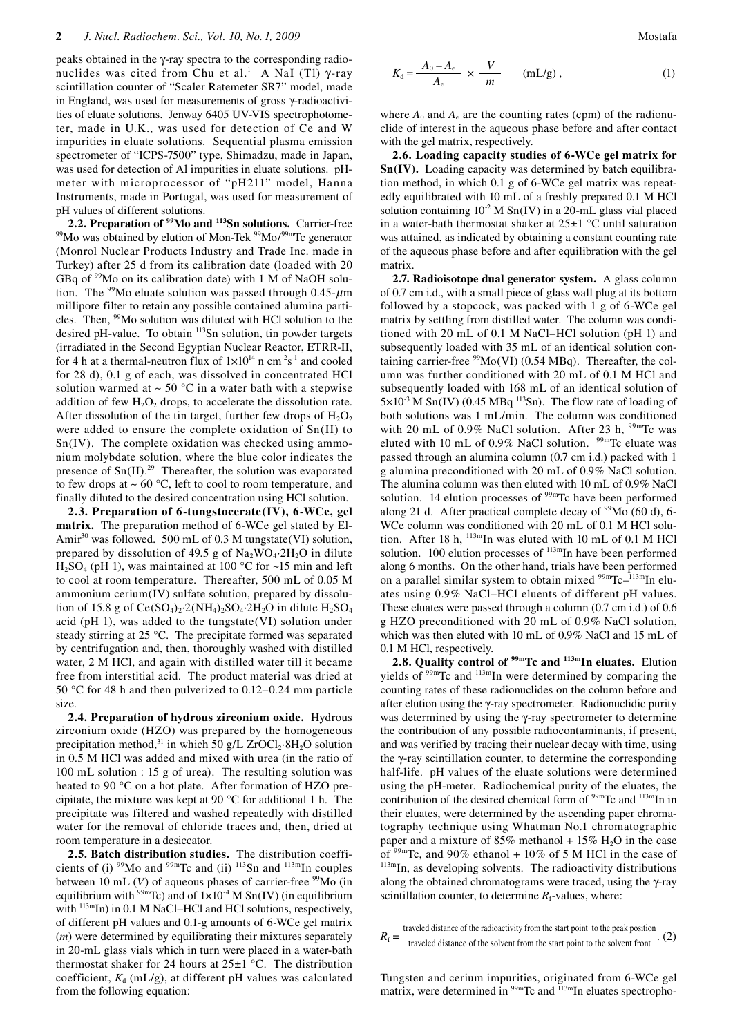peaks obtained in the γ-ray spectra to the corresponding radionuclides was cited from Chu et al.[1] A NaI (Tl) γ-ray scintillation counter of "Scaler Ratemeter SR7" model, made in England, was used for measurements of gross γ-radioactivities of eluate solutions. Jenway 6405 UV-VIS spectrophotometer, made in U.K., was used for detection of Ce and W impurities in eluate solutions. Sequential plasma emission spectrometer of "ICPS-7500" type, Shimadzu, made in Japan, was used for detection of Al impurities in eluate solutions. pH-meter with microprocessor of "pH211" model, Hanna Instruments, made in Portugal, was used for measurement of pH values of different solutions.

**2.2. Preparation of $^{99}$Mo and $^{113}$Sn solutions.** Carrier-free $^{99}$Mo was obtained by elution of Mon-Tek $^{99}$Mo/$^{99m}$Tc generator (Monrol Nuclear Products Industry and Trade Inc. made in Turkey) after 25 d from its calibration date (loaded with 20 GBq of $^{99}$Mo on its calibration date) with 1 M of NaOH solution. The $^{99}$Mo eluate solution was passed through 0.45-$\mu$m millipore filter to retain any possible contained alumina particles. Then, $^{99}$Mo solution was diluted with HCl solution to the desired pH-value. To obtain $^{113}$Sn solution, tin powder targets (irradiated in the Second Egyptian Nuclear Reactor, ETRR-II, for 4 h at a thermal-neutron flux of $1{\times}10^{14}$ n cm$^{-2}$s$^{-1}$ and cooled for 28 d), 0.1 g of each, was dissolved in concentrated HCl solution warmed at ~ 50 °C in a water bath with a stepwise addition of few $H_2O_2$ drops, to accelerate the dissolution rate. After dissolution of the tin target, further few drops of $H_2O_2$ were added to ensure the complete oxidation of Sn(II) to Sn(IV). The complete oxidation was checked using ammonium molybdate solution, where the blue color indicates the presence of Sn(II).[29] Thereafter, the solution was evaporated to few drops at ~ 60 °C, left to cool to room temperature, and finally diluted to the desired concentration using HCl solution.

**2.3. Preparation of 6-tungstocerate(IV), 6-WCe, gel matrix.** The preparation method of 6-WCe gel stated by El-Amir[30] was followed. 500 mL of 0.3 M tungstate(VI) solution, prepared by dissolution of 49.5 g of $Na_2WO_4{\cdot}2H_2O$ in dilute $H_2SO_4$ (pH 1), was maintained at 100 °C for ~15 min and left to cool at room temperature. Thereafter, 500 mL of 0.05 M ammonium cerium(IV) sulfate solution, prepared by dissolution of 15.8 g of $Ce(SO_4)_2{\cdot}2(NH_4)_2SO_4{\cdot}2H_2O$ in dilute $H_2SO_4$ acid (pH 1), was added to the tungstate(VI) solution under steady stirring at 25 °C. The precipitate formed was separated by centrifugation and, then, thoroughly washed with distilled water, 2 M HCl, and again with distilled water till it became free from interstitial acid. The product material was dried at 50 °C for 48 h and then pulverized to 0.12–0.24 mm particle size.

**2.4. Preparation of hydrous zirconium oxide.** Hydrous zirconium oxide (HZO) was prepared by the homogeneous precipitation method,[31] in which 50 g/L $ZrOCl_2{\cdot}8H_2O$ solution in 0.5 M HCl was added and mixed with urea (in the ratio of 100 mL solution : 15 g of urea). The resulting solution was heated to 90 °C on a hot plate. After formation of HZO precipitate, the mixture was kept at 90 °C for additional 1 h. The precipitate was filtered and washed repeatedly with distilled water for the removal of chloride traces and, then, dried at room temperature in a desiccator.

**2.5. Batch distribution studies.** The distribution coefficients of (i) $^{99}$Mo and $^{99m}$Tc and (ii) $^{113}$Sn and $^{113m}$In couples between 10 mL ($V$) of aqueous phases of carrier-free $^{99}$Mo (in equilibrium with $^{99m}$Tc) and of $1{\times}10^{-4}$ M Sn(IV) (in equilibrium with $^{113m}$In) in 0.1 M NaCl–HCl and HCl solutions, respectively, of different pH values and 0.1-g amounts of 6-WCe gel matrix ($m$) were determined by equilibrating their mixtures separately in 20-mL glass vials which in turn were placed in a water-bath thermostat shaker for 24 hours at 25±1 °C. The distribution coefficient, $K_d$ (mL/g), at different pH values was calculated from the following equation:

$$K_d = \frac{A_0 - A_e}{A_e} \times \frac{V}{m} \qquad \text{(mL/g)}, \tag{1}$$

where $A_0$ and $A_e$ are the counting rates (cpm) of the radionuclide of interest in the aqueous phase before and after contact with the gel matrix, respectively.

**2.6. Loading capacity studies of 6-WCe gel matrix for Sn(IV).** Loading capacity was determined by batch equilibration method, in which 0.1 g of 6-WCe gel matrix was repeatedly equilibrated with 10 mL of a freshly prepared 0.1 M HCl solution containing $10^{-2}$ M Sn(IV) in a 20-mL glass vial placed in a water-bath thermostat shaker at 25±1 °C until saturation was attained, as indicated by obtaining a constant counting rate of the aqueous phase before and after equilibration with the gel matrix.

**2.7. Radioisotope dual generator system.** A glass column of 0.7 cm i.d., with a small piece of glass wall plug at its bottom followed by a stopcock, was packed with 1 g of 6-WCe gel matrix by settling from distilled water. The column was conditioned with 20 mL of 0.1 M NaCl–HCl solution (pH 1) and subsequently loaded with 35 mL of an identical solution containing carrier-free $^{99}$Mo(VI) (0.54 MBq). Thereafter, the column was further conditioned with 20 mL of 0.1 M HCl and subsequently loaded with 168 mL of an identical solution of $5{\times}10^{-3}$ M Sn(IV) (0.45 MBq $^{113}$Sn). The flow rate of loading of both solutions was 1 mL/min. The column was conditioned with 20 mL of 0.9% NaCl solution. After 23 h, $^{99m}$Tc was eluted with 10 mL of 0.9% NaCl solution. $^{99m}$Tc eluate was passed through an alumina column (0.7 cm i.d.) packed with 1 g alumina preconditioned with 20 mL of 0.9% NaCl solution. The alumina column was then eluted with 10 mL of 0.9% NaCl solution. 14 elution processes of $^{99m}$Tc have been performed along 21 d. After practical complete decay of $^{99}$Mo (60 d), 6-WCe column was conditioned with 20 mL of 0.1 M HCl solution. After 18 h, $^{113m}$In was eluted with 10 mL of 0.1 M HCl solution. 100 elution processes of $^{113m}$In have been performed along 6 months. On the other hand, trials have been performed on a parallel similar system to obtain mixed $^{99m}$Tc–$^{113m}$In eluates using 0.9% NaCl–HCl eluents of different pH values. These eluates were passed through a column (0.7 cm i.d.) of 0.6 g HZO preconditioned with 20 mL of 0.9% NaCl solution, which was then eluted with 10 mL of 0.9% NaCl and 15 mL of 0.1 M HCl, respectively.

**2.8. Quality control of $^{99m}$Tc and $^{113m}$In eluates.** Elution yields of $^{99m}$Tc and $^{113m}$In were determined by comparing the counting rates of these radionuclides on the column before and after elution using the γ-ray spectrometer. Radionuclidic purity was determined by using the γ-ray spectrometer to determine the contribution of any possible radiocontaminants, if present, and was verified by tracing their nuclear decay with time, using the γ-ray scintillation counter, to determine the corresponding half-life. pH values of the eluate solutions were determined using the pH-meter. Radiochemical purity of the eluates, the contribution of the desired chemical form of $^{99m}$Tc and $^{113m}$In in their eluates, were determined by the ascending paper chromatography technique using Whatman No.1 chromatographic paper and a mixture of 85% methanol + 15% $H_2O$ in the case of $^{99m}$Tc, and 90% ethanol + 10% of 5 M HCl in the case of $^{113m}$In, as developing solvents. The radioactivity distributions along the obtained chromatograms were traced, using the γ-ray scintillation counter, to determine $R_f$-values, where:

$$R_f = \frac{\text{traveled distance of the radioactivity from the start point to the peak position}}{\text{traveled distance of the solvent from the start point to the solvent front}}. \tag{2}$$

Tungsten and cerium impurities, originated from 6-WCe gel matrix, were determined in $^{99m}$Tc and $^{113m}$In eluates spectropho-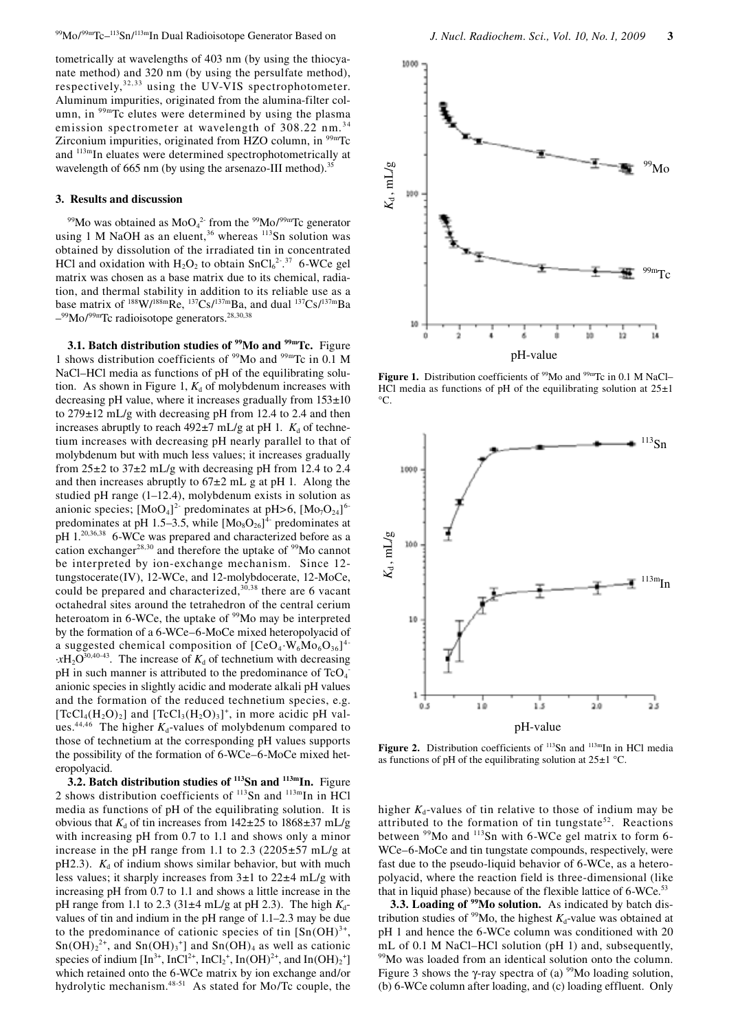tometrically at wavelengths of 403 nm (by using the thiocyanate method) and 320 nm (by using the persulfate method), respectively,[32,33] using the UV-VIS spectrophotometer. Aluminum impurities, originated from the alumina-filter column, in $^{99m}$Tc elutes were determined by using the plasma emission spectrometer at wavelength of 308.22 nm.[34] Zirconium impurities, originated from HZO column, in $^{99m}$Tc and $^{113m}$In eluates were determined spectrophotometrically at wavelength of 665 nm (by using the arsenazo-III method).[35]

### 3. Results and discussion

$^{99}$Mo was obtained as $MoO_4^{2-}$ from the $^{99}$Mo/$^{99m}$Tc generator using 1 M NaOH as an eluent,[36] whereas $^{113}$Sn solution was obtained by dissolution of the irradiated tin in concentrated HCl and oxidation with $H_2O_2$ to obtain $SnCl_6^{2-}$.[37] 6-WCe gel matrix was chosen as a base matrix due to its chemical, radiation, and thermal stability in addition to its reliable use as a base matrix of $^{188}$W/$^{188m}$Re, $^{137}$Cs/$^{137m}$Ba, and dual $^{137}$Cs/$^{137m}$Ba –$^{99}$Mo/$^{99m}$Tc radioisotope generators.[28,30,38]

**3.1. Batch distribution studies of $^{99}$Mo and $^{99m}$Tc.** Figure 1 shows distribution coefficients of $^{99}$Mo and $^{99m}$Tc in 0.1 M NaCl–HCl media as functions of pH of the equilibrating solution. As shown in Figure 1, $K_d$ of molybdenum increases with decreasing pH value, where it increases gradually from 153±10 to 279±12 mL/g with decreasing pH from 12.4 to 2.4 and then increases abruptly to reach 492±7 mL/g at pH 1. $K_d$ of technetium increases with decreasing pH nearly parallel to that of molybdenum but with much less values; it increases gradually from 25±2 to 37±2 mL/g with decreasing pH from 12.4 to 2.4 and then increases abruptly to 67±2 mL g at pH 1. Along the studied pH range (1–12.4), molybdenum exists in solution as anionic species; $[MoO_4]^{2-}$ predominates at pH>6, $[Mo_7O_{24}]^{6-}$ predominates at pH 1.5–3.5, while $[Mo_8O_{26}]^{4-}$ predominates at pH 1.[20,36,38] 6-WCe was prepared and characterized before as a cation exchanger[28,30] and therefore the uptake of $^{99}$Mo cannot be interpreted by ion-exchange mechanism. Since 12-tungstocerate(IV), 12-WCe, and 12-molybdocerate, 12-MoCe, could be prepared and characterized,[30,38] there are 6 vacant octahedral sites around the tetrahedron of the central cerium heteroatom in 6-WCe, the uptake of $^{99}$Mo may be interpreted by the formation of a 6-WCe–6-MoCe mixed heteropolyacid of a suggested chemical composition of $[CeO_4 \cdot W_6Mo_6O_{36}]^{4-} \cdot xH_2O$[30,40-43]. The increase of $K_d$ of technetium with decreasing pH in such manner is attributed to the predominance of $TcO_4^-$ anionic species in slightly acidic and moderate alkali pH values and the formation of the reduced technetium species, e.g. $[TcCl_4(H_2O)_2]$ and $[TcCl_3(H_2O)_3]^+$, in more acidic pH values.[44,46] The higher $K_d$-values of molybdenum compared to those of technetium at the corresponding pH values supports the possibility of the formation of 6-WCe–6-MoCe mixed heteropolyacid.

**3.2. Batch distribution studies of $^{113}$Sn and $^{113m}$In.** Figure 2 shows distribution coefficients of $^{113}$Sn and $^{113m}$In in HCl media as functions of pH of the equilibrating solution. It is obvious that $K_d$ of tin increases from 142±25 to 1868±37 mL/g with increasing pH from 0.7 to 1.1 and shows only a minor increase in the pH range from 1.1 to 2.3 (2205±57 mL/g at pH2.3). $K_d$ of indium shows similar behavior, but with much less values; it sharply increases from 3±1 to 22±4 mL/g with increasing pH from 0.7 to 1.1 and shows a little increase in the pH range from 1.1 to 2.3 (31±4 mL/g at pH 2.3). The high $K_d$-values of tin and indium in the pH range of 1.1–2.3 may be due to the predominance of cationic species of tin $[Sn(OH)^{3+}$, $Sn(OH)_2^{2+}$, and $Sn(OH)_3^+]$ and $Sn(OH)_4$ as well as cationic species of indium $[In^{3+}$, $InCl^{2+}$, $InCl_2^+$, $In(OH)^{2+}$, and $In(OH)_2^+]$ which retained onto the 6-WCe matrix by ion exchange and/or hydrolytic mechanism.[48-51] As stated for Mo/Tc couple, the

**Figure 1.** Distribution coefficients of $^{99}$Mo and $^{99m}$Tc in 0.1 M NaCl–HCl media as functions of pH of the equilibrating solution at 25±1 °C.

**Figure 2.** Distribution coefficients of $^{113}$Sn and $^{113m}$In in HCl media as functions of pH of the equilibrating solution at 25±1 °C.

higher $K_d$-values of tin relative to those of indium may be attributed to the formation of tin tungstate[52]. Reactions between $^{99}$Mo and $^{113}$Sn with 6-WCe gel matrix to form 6-WCe–6-MoCe and tin tungstate compounds, respectively, were fast due to the pseudo-liquid behavior of 6-WCe, as a heteropolyacid, where the reaction field is three-dimensional (like that in liquid phase) because of the flexible lattice of 6-WCe.[53]

**3.3. Loading of $^{99}$Mo solution.** As indicated by batch distribution studies of $^{99}$Mo, the highest $K_d$-value was obtained at pH 1 and hence the 6-WCe column was conditioned with 20 mL of 0.1 M NaCl–HCl solution (pH 1) and, subsequently, $^{99}$Mo was loaded from an identical solution onto the column. Figure 3 shows the γ-ray spectra of (a) $^{99}$Mo loading solution, (b) 6-WCe column after loading, and (c) loading effluent. Only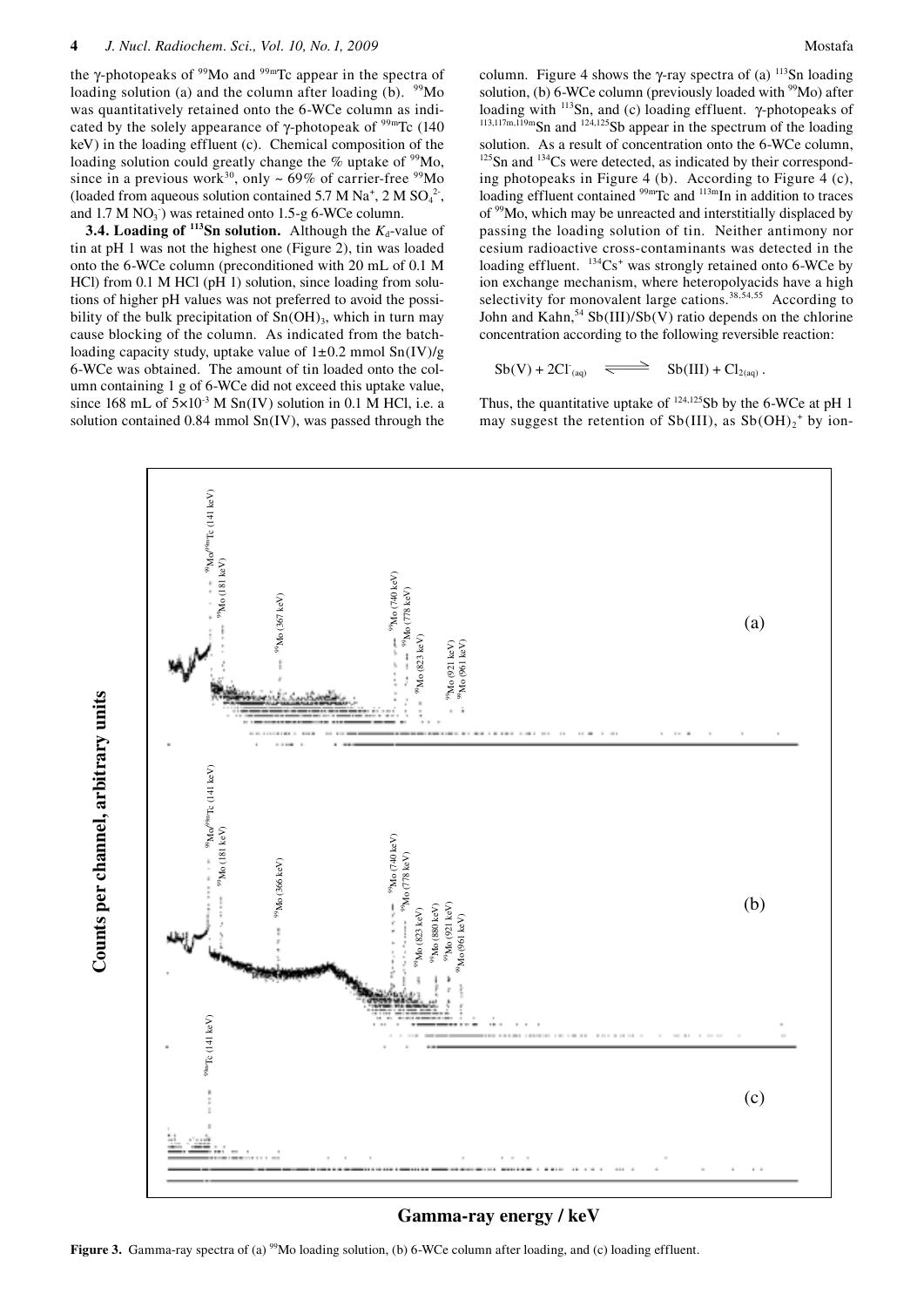the γ-photopeaks of $^{99}$Mo and $^{99m}$Tc appear in the spectra of loading solution (a) and the column after loading (b). $^{99}$Mo was quantitatively retained onto the 6-WCe column as indicated by the solely appearance of γ-photopeak of $^{99m}$Tc (140 keV) in the loading effluent (c). Chemical composition of the loading solution could greatly change the % uptake of $^{99}$Mo, since in a previous work[30], only ~ 69% of carrier-free $^{99}$Mo (loaded from aqueous solution contained 5.7 M $Na^+$, 2 M $SO_4^{2-}$, and 1.7 M $NO_3^-$) was retained onto 1.5-g 6-WCe column.

**3.4. Loading of $^{113}$Sn solution.** Although the $K_d$-value of tin at pH 1 was not the highest one (Figure 2), tin was loaded onto the 6-WCe column (preconditioned with 20 mL of 0.1 M HCl) from 0.1 M HCl (pH 1) solution, since loading from solutions of higher pH values was not preferred to avoid the possibility of the bulk precipitation of $Sn(OH)_3$, which in turn may cause blocking of the column. As indicated from the batch-loading capacity study, uptake value of 1±0.2 mmol Sn(IV)/g 6-WCe was obtained. The amount of tin loaded onto the column containing 1 g of 6-WCe did not exceed this uptake value, since 168 mL of $5\times10^{-3}$ M Sn(IV) solution in 0.1 M HCl, i.e. a solution contained 0.84 mmol Sn(IV), was passed through the column. Figure 4 shows the γ-ray spectra of (a) $^{113}$Sn loading solution, (b) 6-WCe column (previously loaded with $^{99}$Mo) after loading with $^{113}$Sn, and (c) loading effluent. γ-photopeaks of $^{113,117m,119m}$Sn and $^{124,125}$Sb appear in the spectrum of the loading solution. As a result of concentration onto the 6-WCe column, $^{125}$Sn and $^{134}$Cs were detected, as indicated by their corresponding photopeaks in Figure 4 (b). According to Figure 4 (c), loading effluent contained $^{99m}$Tc and $^{113m}$In in addition to traces of $^{99}$Mo, which may be unreacted and interstitially displaced by passing the loading solution of tin. Neither antimony nor cesium radioactive cross-contaminants was detected in the loading effluent. $^{134}Cs^+$ was strongly retained onto 6-WCe by ion exchange mechanism, where heteropolyacids have a high selectivity for monovalent large cations.[38,54,55] According to John and Kahn,[54] Sb(III)/Sb(V) ratio depends on the chlorine concentration according to the following reversible reaction:

$$Sb(V) + 2Cl^-_{(aq)} \rightleftharpoons Sb(III) + Cl_{2(aq)}.$$

Thus, the quantitative uptake of $^{124,125}$Sb by the 6-WCe at pH 1 may suggest the retention of Sb(III), as $Sb(OH)_2^+$ by ion-

**Figure 3.** Gamma-ray spectra of (a) $^{99}$Mo loading solution, (b) 6-WCe column after loading, and (c) loading effluent.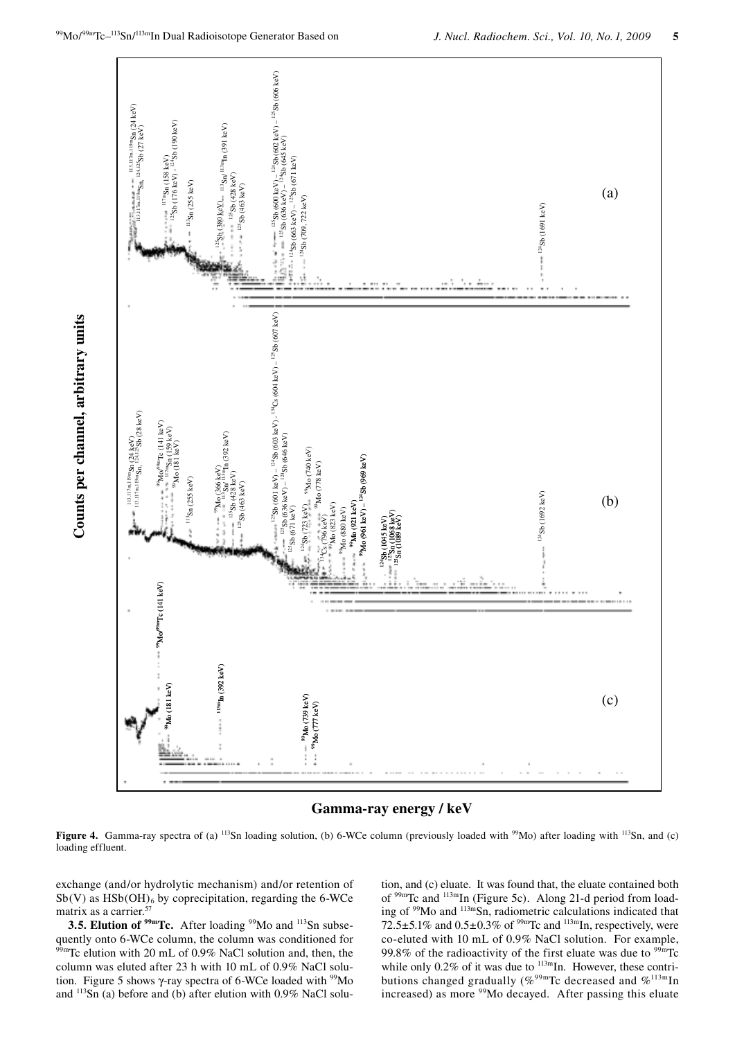**Figure 4.** Gamma-ray spectra of (a) $^{113}$Sn loading solution, (b) 6-WCe column (previously loaded with $^{99}$Mo) after loading with $^{113}$Sn, and (c) loading effluent.

exchange (and/or hydrolytic mechanism) and/or retention of Sb(V) as $HSb(OH)_6$ by coprecipitation, regarding the 6-WCe matrix as a carrier.[57]

**3.5. Elution of $^{99m}$Tc.** After loading $^{99}$Mo and $^{113}$Sn subsequently onto 6-WCe column, the column was conditioned for $^{99m}$Tc elution with 20 mL of 0.9% NaCl solution and, then, the column was eluted after 23 h with 10 mL of 0.9% NaCl solution. Figure 5 shows γ-ray spectra of 6-WCe loaded with $^{99}$Mo and $^{113}$Sn (a) before and (b) after elution with 0.9% NaCl solution, and (c) eluate. It was found that, the eluate contained both of $^{99m}$Tc and $^{113m}$In (Figure 5c). Along 21-d period from loading of $^{99}$Mo and $^{113m}$Sn, radiometric calculations indicated that 72.5±5.1% and 0.5±0.3% of $^{99m}$Tc and $^{113m}$In, respectively, were co-eluted with 10 mL of 0.9% NaCl solution. For example, 99.8% of the radioactivity of the first eluate was due to $^{99m}$Tc while only 0.2% of it was due to $^{113m}$In. However, these contributions changed gradually (%$^{99m}$Tc decreased and %$^{113m}$In increased) as more $^{99}$Mo decayed. After passing this eluate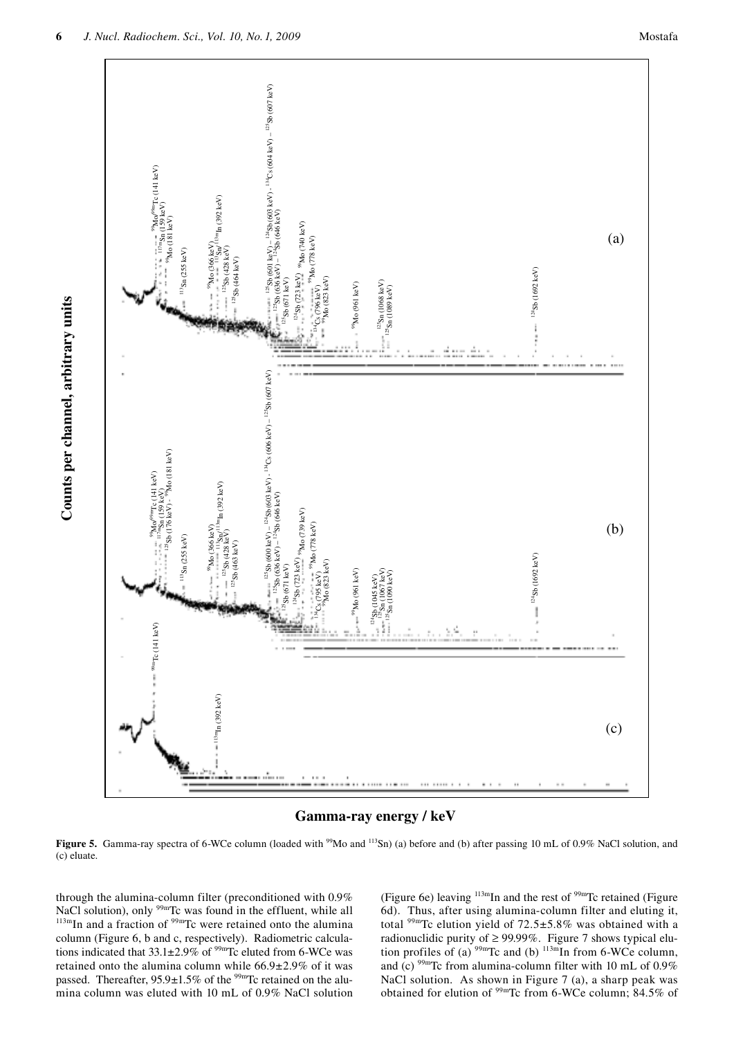Figure 5. Gamma-ray spectra of 6-WCe column (loaded with $^{99}$Mo and $^{113}$Sn) (a) before and (b) after passing 10 mL of 0.9% NaCl solution, and (c) eluate.

through the alumina-column filter (preconditioned with 0.9% NaCl solution), only $^{99m}$Tc was found in the effluent, while all $^{113m}$In and a fraction of $^{99m}$Tc were retained onto the alumina column (Figure 6, b and c, respectively). Radiometric calculations indicated that 33.1±2.9% of $^{99m}$Tc eluted from 6-WCe was retained onto the alumina column while 66.9±2.9% of it was passed. Thereafter, 95.9±1.5% of the $^{99m}$Tc retained on the alumina column was eluted with 10 mL of 0.9% NaCl solution (Figure 6e) leaving $^{113m}$In and the rest of $^{99m}$Tc retained (Figure 6d). Thus, after using alumina-column filter and eluting it, total $^{99m}$Tc elution yield of 72.5±5.8% was obtained with a radionuclidic purity of ≥ 99.99%. Figure 7 shows typical elution profiles of (a) $^{99m}$Tc and (b) $^{113m}$In from 6-WCe column, and (c) $^{99m}$Tc from alumina-column filter with 10 mL of 0.9% NaCl solution. As shown in Figure 7 (a), a sharp peak was obtained for elution of $^{99m}$Tc from 6-WCe column; 84.5% of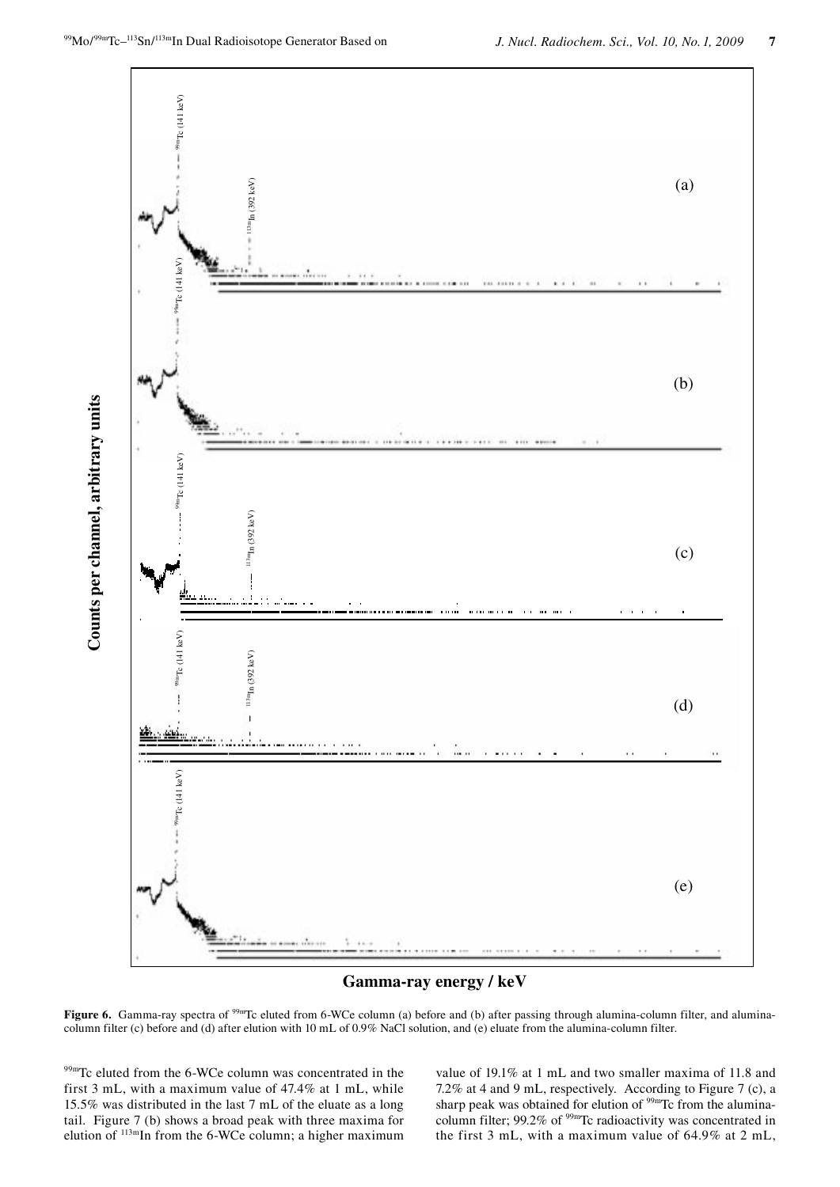**Figure 6.** Gamma-ray spectra of $^{99m}$Tc eluted from 6-WCe column (a) before and (b) after passing through alumina-column filter, and alumina-column filter (c) before and (d) after elution with 10 mL of 0.9% NaCl solution, and (e) eluate from the alumina-column filter.

$^{99m}$Tc eluted from the 6-WCe column was concentrated in the first 3 mL, with a maximum value of 47.4% at 1 mL, while 15.5% was distributed in the last 7 mL of the eluate as a long tail. Figure 7 (b) shows a broad peak with three maxima for elution of $^{113m}$In from the 6-WCe column; a higher maximum value of 19.1% at 1 mL and two smaller maxima of 11.8 and 7.2% at 4 and 9 mL, respectively. According to Figure 7 (c), a sharp peak was obtained for elution of $^{99m}$Tc from the alumina-column filter; 99.2% of $^{99m}$Tc radioactivity was concentrated in the first 3 mL, with a maximum value of 64.9% at 2 mL,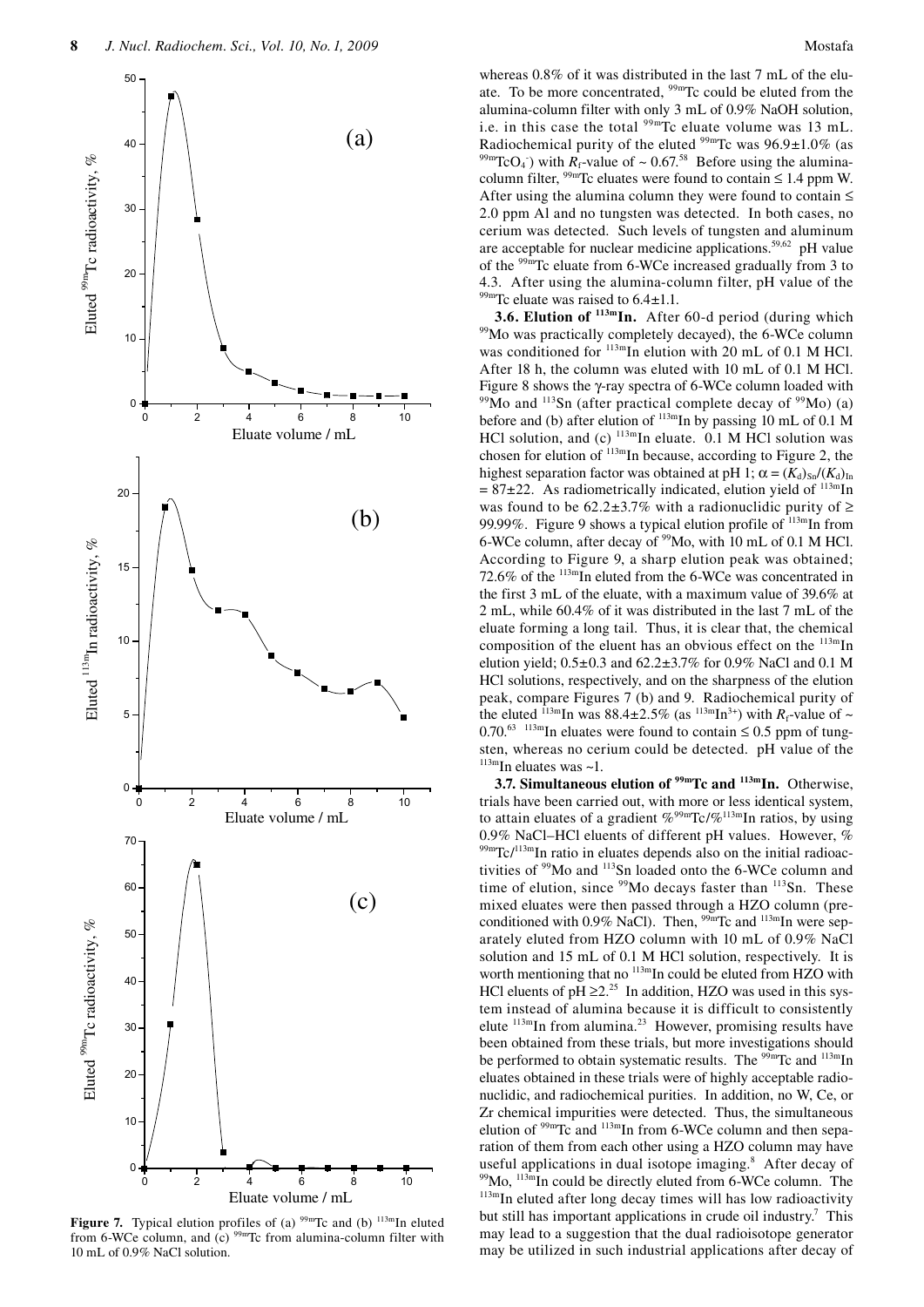Figure 7. Typical elution profiles of (a) $^{99m}$Tc and (b) $^{113m}$In eluted from 6-WCe column, and (c) $^{99m}$Tc from alumina-column filter with 10 mL of 0.9% NaCl solution.

whereas 0.8% of it was distributed in the last 7 mL of the eluate. To be more concentrated, $^{99m}$Tc could be eluted from the alumina-column filter with only 3 mL of 0.9% NaOH solution, i.e. in this case the total $^{99m}$Tc eluate volume was 13 mL. Radiochemical purity of the eluted $^{99m}$Tc was 96.9±1.0% (as $^{99m}TcO_4^-$) with $R_f$-value of ~ 0.67.[58] Before using the alumina-column filter, $^{99m}$Tc eluates were found to contain ≤ 1.4 ppm W. After using the alumina column they were found to contain ≤ 2.0 ppm Al and no tungsten was detected. In both cases, no cerium was detected. Such levels of tungsten and aluminum are acceptable for nuclear medicine applications.[59,62] pH value of the $^{99m}$Tc eluate from 6-WCe increased gradually from 3 to 4.3. After using the alumina-column filter, pH value of the $^{99m}$Tc eluate was raised to 6.4±1.1.

**3.6. Elution of $^{113m}$In.** After 60-d period (during which $^{99}$Mo was practically completely decayed), the 6-WCe column was conditioned for $^{113m}$In elution with 20 mL of 0.1 M HCl. After 18 h, the column was eluted with 10 mL of 0.1 M HCl. Figure 8 shows the γ-ray spectra of 6-WCe column loaded with $^{99}$Mo and $^{113}$Sn (after practical complete decay of $^{99}$Mo) (a) before and (b) after elution of $^{113m}$In by passing 10 mL of 0.1 M HCl solution, and (c) $^{113m}$In eluate. 0.1 M HCl solution was chosen for elution of $^{113m}$In because, according to Figure 2, the highest separation factor was obtained at pH 1; $\alpha = (K_d)_{Sn}/(K_d)_{In} = 87±22$. As radiometrically indicated, elution yield of $^{113m}$In was found to be 62.2±3.7% with a radionuclidic purity of ≥ 99.99%. Figure 9 shows a typical elution profile of $^{113m}$In from 6-WCe column, after decay of $^{99}$Mo, with 10 mL of 0.1 M HCl. According to Figure 9, a sharp elution peak was obtained; 72.6% of the $^{113m}$In eluted from the 6-WCe was concentrated in the first 3 mL of the eluate, with a maximum value of 39.6% at 2 mL, while 60.4% of it was distributed in the last 7 mL of the eluate forming a long tail. Thus, it is clear that, the chemical composition of the eluent has an obvious effect on the $^{113m}$In elution yield; 0.5±0.3 and 62.2±3.7% for 0.9% NaCl and 0.1 M HCl solutions, respectively, and on the sharpness of the elution peak, compare Figures 7 (b) and 9. Radiochemical purity of the eluted $^{113m}$In was 88.4±2.5% (as $^{113m}In^{3+}$) with $R_f$-value of ~ 0.70.[63] $^{113m}$In eluates were found to contain ≤ 0.5 ppm of tungsten, whereas no cerium could be detected. pH value of the $^{113m}$In eluates was ~1.

**3.7. Simultaneous elution of $^{99m}$Tc and $^{113m}$In.** Otherwise, trials have been carried out, with more or less identical system, to attain eluates of a gradient %$^{99m}$Tc/%$^{113m}$In ratios, by using 0.9% NaCl–HCl eluents of different pH values. However, %$^{99m}$Tc/$^{113m}$In ratio in eluates depends also on the initial radioactivities of $^{99}$Mo and $^{113}$Sn loaded onto the 6-WCe column and time of elution, since $^{99}$Mo decays faster than $^{113}$Sn. These mixed eluates were then passed through a HZO column (preconditioned with 0.9% NaCl). Then, $^{99m}$Tc and $^{113m}$In were separately eluted from HZO column with 10 mL of 0.9% NaCl solution and 15 mL of 0.1 M HCl solution, respectively. It is worth mentioning that no $^{113m}$In could be eluted from HZO with HCl eluents of pH ≥2.[25] In addition, HZO was used in this system instead of alumina because it is difficult to consistently elute $^{113m}$In from alumina.[23] However, promising results have been obtained from these trials, but more investigations should be performed to obtain systematic results. The $^{99m}$Tc and $^{113m}$In eluates obtained in these trials were of highly acceptable radionuclidic, and radiochemical purities. In addition, no W, Ce, or Zr chemical impurities were detected. Thus, the simultaneous elution of $^{99m}$Tc and $^{113m}$In from 6-WCe column and then separation of them from each other using a HZO column may have useful applications in dual isotope imaging.[8] After decay of $^{99}$Mo, $^{113m}$In could be directly eluted from 6-WCe column. The $^{113m}$In eluted after long decay times will has low radioactivity but still has important applications in crude oil industry.[7] This may lead to a suggestion that the dual radioisotope generator may be utilized in such industrial applications after decay of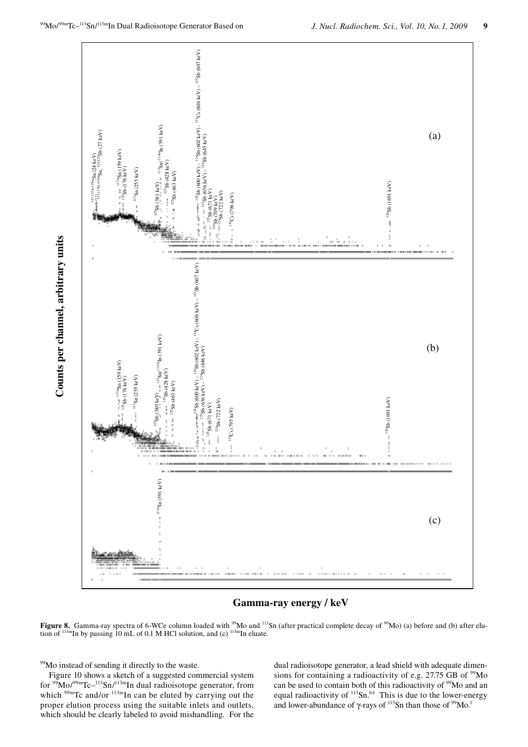**Figure 8.** Gamma-ray spectra of 6-WCe column loaded with $^{99}$Mo and $^{113}$Sn (after practical complete decay of $^{99}$Mo) (a) before and (b) after elution of $^{113m}$In by passing 10 mL of 0.1 M HCl solution, and (c) $^{113m}$In eluate.

$^{99}$Mo instead of sending it directly to the waste.

Figure 10 shows a sketch of a suggested commercial system for $^{99}$Mo/$^{99m}$Tc–$^{113}$Sn/$^{113m}$In dual radioisotope generator, from which $^{99m}$Tc and/or $^{113m}$In can be eluted by carrying out the proper elution process using the suitable inlets and outlets, which should be clearly labeled to avoid mishandling. For the dual radioisotope generator, a lead shield with adequate dimensions for containing a radioactivity of e.g. 27.75 GB of $^{99}$Mo can be used to contain both of this radioactivity of $^{99}$Mo and an equal radioactivity of $^{113}$Sn.[64] This is due to the lower-energy and lower-abundance of γ-rays of $^{113}$Sn than those of $^{99}$Mo.[1]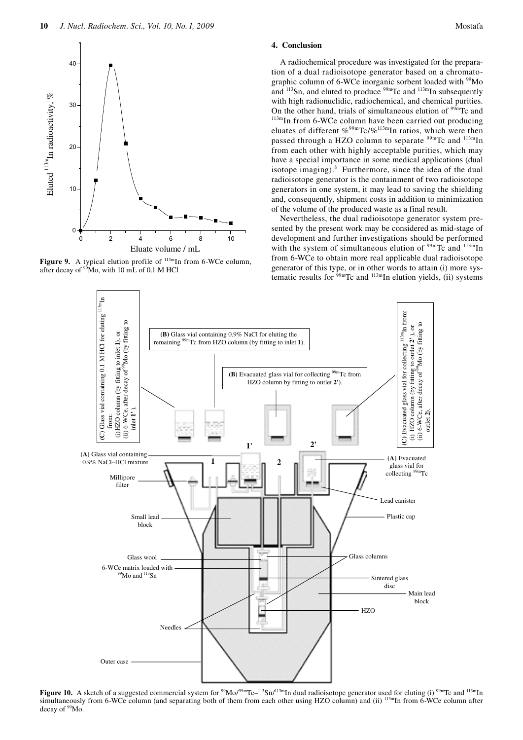Figure 9. A typical elution profile of $^{113m}$In from 6-WCe column, after decay of $^{99}$Mo, with 10 mL of 0.1 M HCl

## 4. Conclusion

A radiochemical procedure was investigated for the preparation of a dual radioisotope generator based on a chromatographic column of 6-WCe inorganic sorbent loaded with $^{99}$Mo and $^{113}$Sn, and eluted to produce $^{99m}$Tc and $^{113m}$In subsequently with high radionuclidic, radiochemical, and chemical purities. On the other hand, trials of simultaneous elution of $^{99m}$Tc and $^{113m}$In from 6-WCe column have been carried out producing eluates of different $\%^{99m}Tc/\%^{113m}In$ ratios, which were then passed through a HZO column to separate $^{99m}$Tc and $^{113m}$In from each other with highly acceptable purities, which may have a special importance in some medical applications (dual isotope imaging).[8] Furthermore, since the idea of the dual radioisotope generator is the containment of two radioisotope generators in one system, it may lead to saving the shielding and, consequently, shipment costs in addition to minimization of the volume of the produced waste as a final result.

Nevertheless, the dual radioisotope generator system presented by the present work may be considered as mid-stage of development and further investigations should be performed with the system of simultaneous elution of $^{99m}$Tc and $^{113m}$In from 6-WCe to obtain more real applicable dual radioisotope generator of this type, or in other words to attain (i) more systematic results for $^{99m}$Tc and $^{113m}$In elution yields, (ii) systems

Figure 10. A sketch of a suggested commercial system for $^{99}$Mo/$^{99m}$Tc–$^{113}$Sn/$^{113m}$In dual radioisotope generator used for eluting (i) $^{99m}$Tc and $^{113m}$In simultaneously from 6-WCe column (and separating both of them from each other using HZO column) and (ii) $^{113m}$In from 6-WCe column after decay of $^{99}$Mo.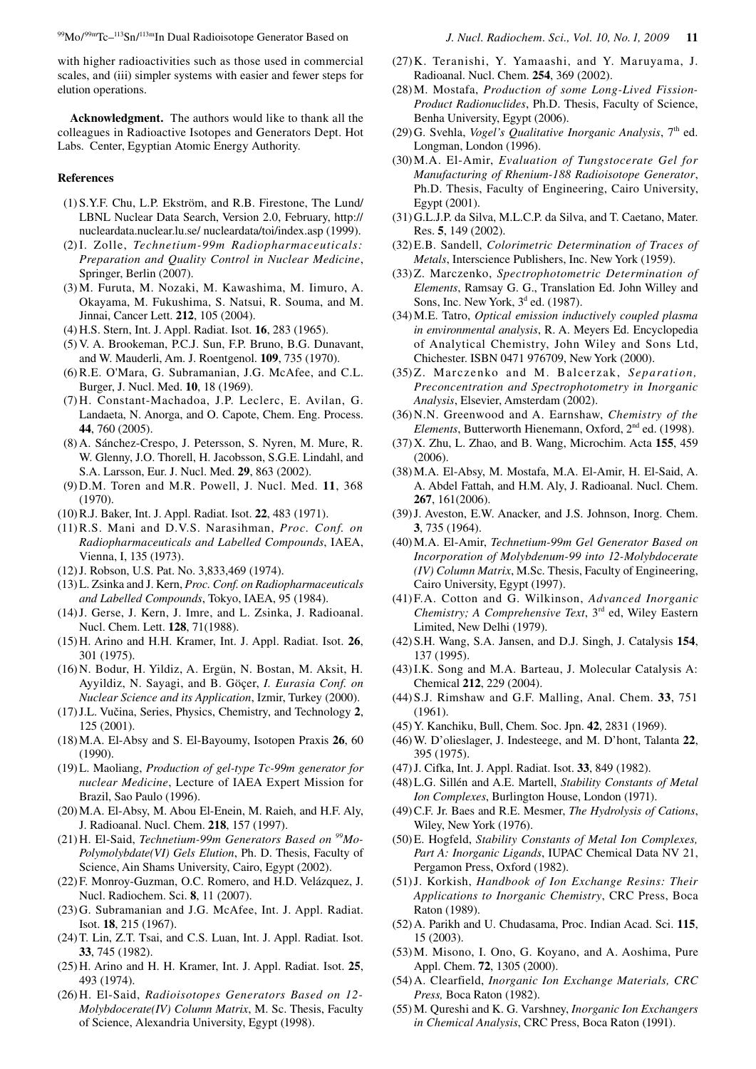with higher radioactivities such as those used in commercial scales, and (iii) simpler systems with easier and fewer steps for elution operations.

**Acknowledgment.** The authors would like to thank all the colleagues in Radioactive Isotopes and Generators Dept. Hot Labs. Center, Egyptian Atomic Energy Authority.

## References

(1) S.Y.F. Chu, L.P. Ekström, and R.B. Firestone, The Lund/LBNL Nuclear Data Search, Version 2.0, February, http://nucleardata.nuclear.lu.se/ nucleardata/toi/index.asp (1999).

(2) I. Zolle, *Technetium-99m Radiopharmaceuticals: Preparation and Quality Control in Nuclear Medicine*, Springer, Berlin (2007).

(3) M. Furuta, M. Nozaki, M. Kawashima, M. Iimuro, A. Okayama, M. Fukushima, S. Natsui, R. Souma, and M. Jinnai, Cancer Lett. **212**, 105 (2004).

(4) H.S. Stern, Int. J. Appl. Radiat. Isot. **16**, 283 (1965).

(5) V. A. Brookeman, P.C.J. Sun, F.P. Bruno, B.G. Dunavant, and W. Mauderli, Am. J. Roentgenol. **109**, 735 (1970).

(6) R.E. O'Mara, G. Subramanian, J.G. McAfee, and C.L. Burger, J. Nucl. Med. **10**, 18 (1969).

(7) H. Constant-Machadoa, J.P. Leclerc, E. Avilan, G. Landaeta, N. Anorga, and O. Capote, Chem. Eng. Process. **44**, 760 (2005).

(8) A. Sánchez-Crespo, J. Petersson, S. Nyren, M. Mure, R. W. Glenny, J.O. Thorell, H. Jacobsson, S.G.E. Lindahl, and S.A. Larsson, Eur. J. Nucl. Med. **29**, 863 (2002).

(9) D.M. Toren and M.R. Powell, J. Nucl. Med. **11**, 368 (1970).

(10) R.J. Baker, Int. J. Appl. Radiat. Isot. **22**, 483 (1971).

(11) R.S. Mani and D.V.S. Narasihman, *Proc. Conf. on Radiopharmaceuticals and Labelled Compounds*, IAEA, Vienna, I, 135 (1973).

(12) J. Robson, U.S. Pat. No. 3,833,469 (1974).

(13) L. Zsinka and J. Kern, *Proc. Conf. on Radiopharmaceuticals and Labelled Compounds*, Tokyo, IAEA, 95 (1984).

(14) J. Gerse, J. Kern, J. Imre, and L. Zsinka, J. Radioanal. Nucl. Chem. Lett. **128**, 71(1988).

(15) H. Arino and H.H. Kramer, Int. J. Appl. Radiat. Isot. **26**, 301 (1975).

(16) N. Bodur, H. Yildiz, A. Ergün, N. Bostan, M. Aksit, H. Ayyildiz, N. Sayagi, and B. Göçer, *I. Eurasia Conf. on Nuclear Science and its Application*, Izmir, Turkey (2000).

(17) J.L. Vučina, Series, Physics, Chemistry, and Technology **2**, 125 (2001).

(18) M.A. El-Absy and S. El-Bayoumy, Isotopen Praxis **26**, 60 (1990).

(19) L. Maoliang, *Production of gel-type Tc-99m generator for nuclear Medicine*, Lecture of IAEA Expert Mission for Brazil, Sao Paulo (1996).

(20) M.A. El-Absy, M. Abou El-Enein, M. Raieh, and H.F. Aly, J. Radioanal. Nucl. Chem. **218**, 157 (1997).

(21) H. El-Said, *Technetium-99m Generators Based on $^{99}$Mo-Polymolybdate(VI) Gels Elution*, Ph. D. Thesis, Faculty of Science, Ain Shams University, Cairo, Egypt (2002).

(22) F. Monroy-Guzman, O.C. Romero, and H.D. Velázquez, J. Nucl. Radiochem. Sci. **8**, 11 (2007).

(23) G. Subramanian and J.G. McAfee, Int. J. Appl. Radiat. Isot. **18**, 215 (1967).

(24) T. Lin, Z.T. Tsai, and C.S. Luan, Int. J. Appl. Radiat. Isot. **33**, 745 (1982).

(25) H. Arino and H. H. Kramer, Int. J. Appl. Radiat. Isot. **25**, 493 (1974).

(26) H. El-Said, *Radioisotopes Generators Based on 12-Molybdocerate(IV) Column Matrix*, M. Sc. Thesis, Faculty of Science, Alexandria University, Egypt (1998).

(27) K. Teranishi, Y. Yamaashi, and Y. Maruyama, J. Radioanal. Nucl. Chem. **254**, 369 (2002).

(28) M. Mostafa, *Production of some Long-Lived Fission-Product Radionuclides*, Ph.D. Thesis, Faculty of Science, Benha University, Egypt (2006).

(29) G. Svehla, *Vogel's Qualitative Inorganic Analysis*, 7th ed. Longman, London (1996).

(30) M.A. El-Amir, *Evaluation of Tungstocerate Gel for Manufacturing of Rhenium-188 Radioisotope Generator*, Ph.D. Thesis, Faculty of Engineering, Cairo University, Egypt (2001).

(31) G.L.J.P. da Silva, M.L.C.P. da Silva, and T. Caetano, Mater. Res. **5**, 149 (2002).

(32) E.B. Sandell, *Colorimetric Determination of Traces of Metals*, Interscience Publishers, Inc. New York (1959).

(33) Z. Marczenko, *Spectrophotometric Determination of Elements*, Ramsay G. G., Translation Ed. John Willey and Sons, Inc. New York, 3d ed. (1987).

(34) M.E. Tatro, *Optical emission inductively coupled plasma in environmental analysis*, R. A. Meyers Ed. Encyclopedia of Analytical Chemistry, John Wiley and Sons Ltd, Chichester. ISBN 0471 976709, New York (2000).

(35) Z. Marczenko and M. Balcerzak, *Separation, Preconcentration and Spectrophotometry in Inorganic Analysis*, Elsevier, Amsterdam (2002).

(36) N.N. Greenwood and A. Earnshaw, *Chemistry of the Elements*, Butterworth Hienemann, Oxford, 2nd ed. (1998).

(37) X. Zhu, L. Zhao, and B. Wang, Microchim. Acta **155**, 459 (2006).

(38) M.A. El-Absy, M. Mostafa, M.A. El-Amir, H. El-Said, A. A. Abdel Fattah, and H.M. Aly, J. Radioanal. Nucl. Chem. **267**, 161(2006).

(39) J. Aveston, E.W. Anacker, and J.S. Johnson, Inorg. Chem. **3**, 735 (1964).

(40) M.A. El-Amir, *Technetium-99m Gel Generator Based on Incorporation of Molybdenum-99 into 12-Molybdocerate (IV) Column Matrix*, M.Sc. Thesis, Faculty of Engineering, Cairo University, Egypt (1997).

(41) F.A. Cotton and G. Wilkinson, *Advanced Inorganic Chemistry; A Comprehensive Text*, 3rd ed, Wiley Eastern Limited, New Delhi (1979).

(42) S.H. Wang, S.A. Jansen, and D.J. Singh, J. Catalysis **154**, 137 (1995).

(43) I.K. Song and M.A. Barteau, J. Molecular Catalysis A: Chemical **212**, 229 (2004).

(44) S.J. Rimshaw and G.F. Malling, Anal. Chem. **33**, 751 (1961).

(45) Y. Kanchiku, Bull, Chem. Soc. Jpn. **42**, 2831 (1969).

(46) W. D'olieslager, J. Indesteege, and M. D'hont, Talanta **22**, 395 (1975).

(47) J. Cifka, Int. J. Appl. Radiat. Isot. **33**, 849 (1982).

(48) L.G. Sillén and A.E. Martell, *Stability Constants of Metal Ion Complexes*, Burlington House, London (1971).

(49) C.F. Jr. Baes and R.E. Mesmer, *The Hydrolysis of Cations*, Wiley, New York (1976).

(50) E. Hogfeld, *Stability Constants of Metal Ion Complexes, Part A: Inorganic Ligands*, IUPAC Chemical Data NV 21, Pergamon Press, Oxford (1982).

(51) J. Korkish, *Handbook of Ion Exchange Resins: Their Applications to Inorganic Chemistry*, CRC Press, Boca Raton (1989).

(52) A. Parikh and U. Chudasama, Proc. Indian Acad. Sci. **115**, 15 (2003).

(53) M. Misono, I. Ono, G. Koyano, and A. Aoshima, Pure Appl. Chem. **72**, 1305 (2000).

(54) A. Clearfield, *Inorganic Ion Exchange Materials, CRC Press,* Boca Raton (1982).

(55) M. Qureshi and K. G. Varshney, *Inorganic Ion Exchangers in Chemical Analysis*, CRC Press, Boca Raton (1991).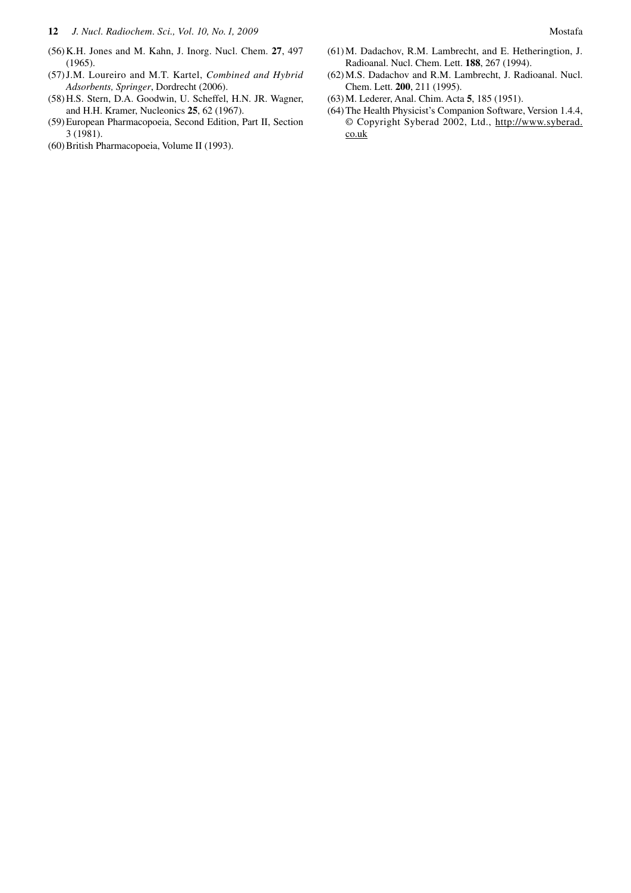(56) K.H. Jones and M. Kahn, J. Inorg. Nucl. Chem. **27**, 497 (1965).

(57) J.M. Loureiro and M.T. Kartel, *Combined and Hybrid Adsorbents, Springer*, Dordrecht (2006).

(58) H.S. Stern, D.A. Goodwin, U. Scheffel, H.N. JR. Wagner, and H.H. Kramer, Nucleonics **25**, 62 (1967).

(59) European Pharmacopoeia, Second Edition, Part II, Section 3 (1981).

(60) British Pharmacopoeia, Volume II (1993).

(61) M. Dadachov, R.M. Lambrecht, and E. Hetheringtion, J. Radioanal. Nucl. Chem. Lett. **188**, 267 (1994).

(62) M.S. Dadachov and R.M. Lambrecht, J. Radioanal. Nucl. Chem. Lett. **200**, 211 (1995).

(63) M. Lederer, Anal. Chim. Acta **5**, 185 (1951).

(64) The Health Physicist's Companion Software, Version 1.4.4, © Copyright Syberad 2002, Ltd., http://www.syberad.co.uk